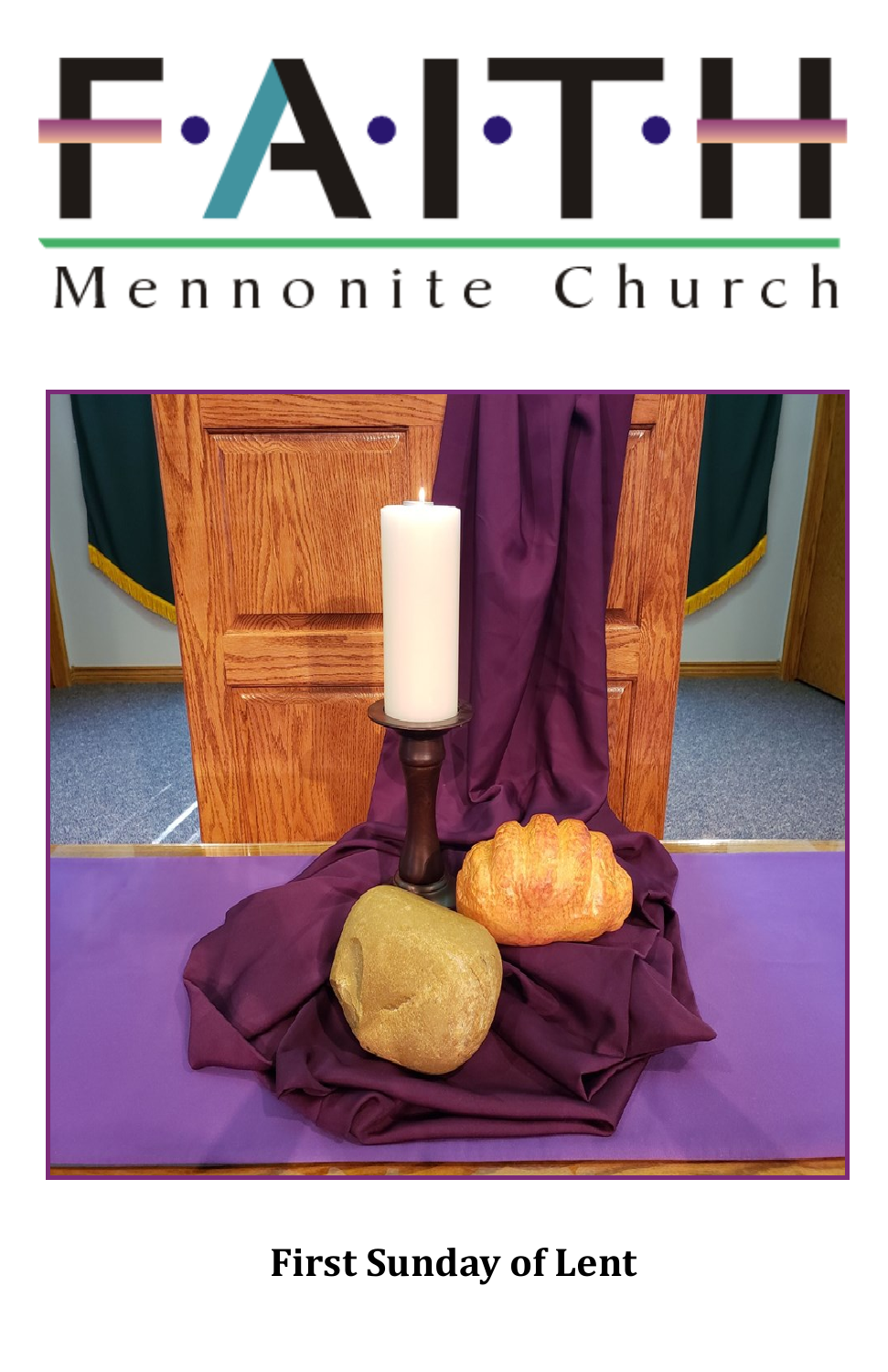# F·A·I·T·H

## Mennonite Church

**First Sunday of Lent**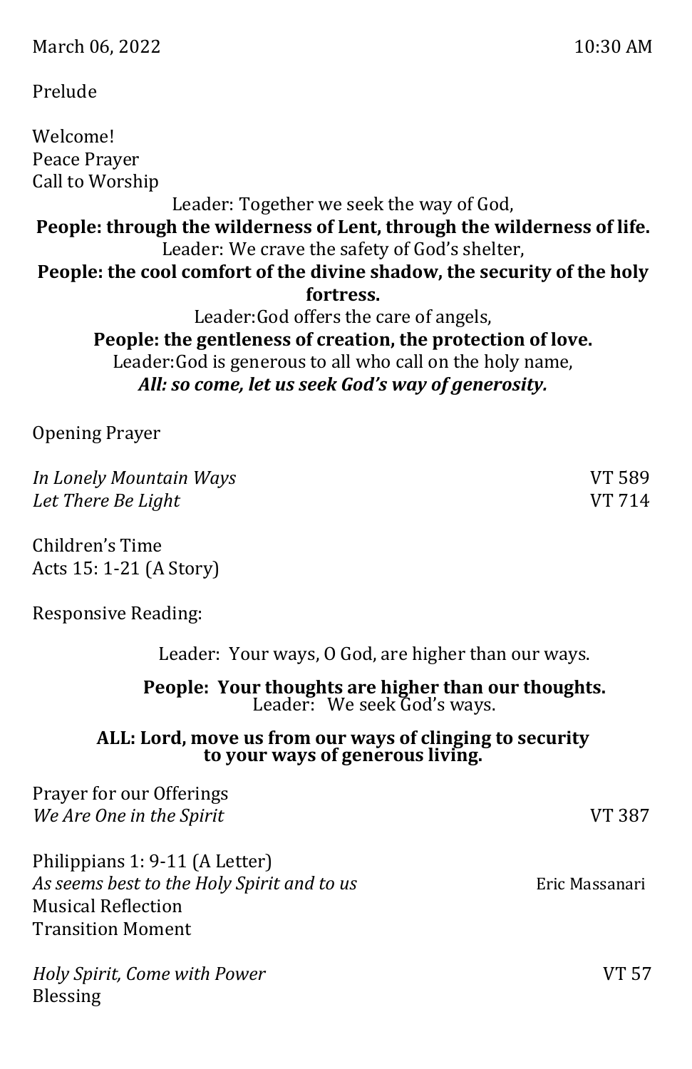March 06, 2022 10:30 AM

Prelude

Welcome!
Peace Prayer
Call to Worship

Leader: Together we seek the way of God,
**People: through the wilderness of Lent, through the wilderness of life.**
Leader: We crave the safety of God's shelter,
**People: the cool comfort of the divine shadow, the security of the holy fortress.**
Leader:God offers the care of angels,
**People: the gentleness of creation, the protection of love.**
Leader:God is generous to all who call on the holy name,
***All: so come, let us seek God's way of generosity.***

Opening Prayer

*In Lonely Mountain Ways* VT 589
*Let There Be Light* VT 714

Children's Time
Acts 15: 1-21 (A Story)

Responsive Reading:

Leader: Your ways, O God, are higher than our ways.

**People: Your thoughts are higher than our thoughts.**
Leader: We seek God's ways.

**ALL: Lord, move us from our ways of clinging to security to your ways of generous living.**

Prayer for our Offerings
*We Are One in the Spirit* VT 387

Philippians 1: 9-11 (A Letter)
*As seems best to the Holy Spirit and to us* Eric Massanari
Musical Reflection
Transition Moment

*Holy Spirit, Come with Power* VT 57
Blessing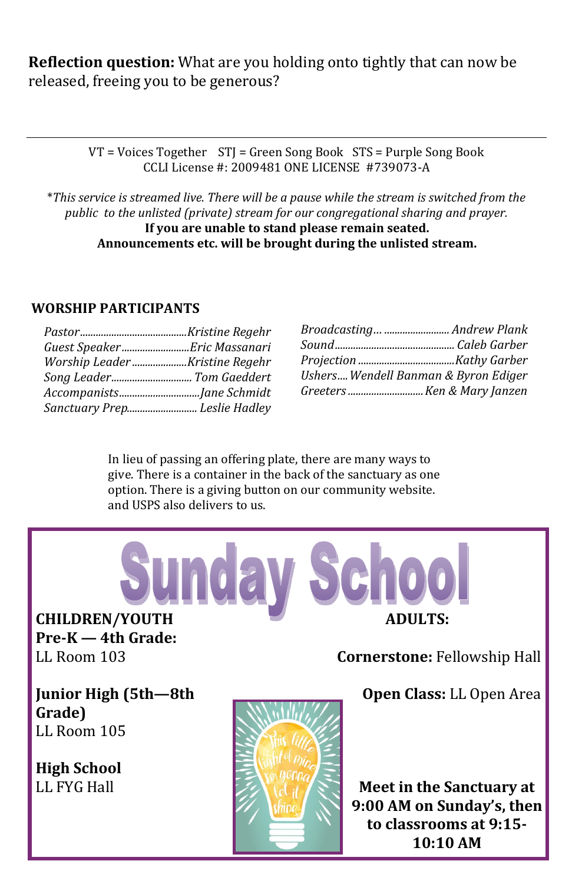**Reflection question:** What are you holding onto tightly that can now be released, freeing you to be generous?

---

VT = Voices Together STJ = Green Song Book STS = Purple Song Book
CCLI License #: 2009481 ONE LICENSE #739073-A

*\*This service is streamed live. There will be a pause while the stream is switched from the public to the unlisted (private) stream for our congregational sharing and prayer.*
**If you are unable to stand please remain seated.**
**Announcements etc. will be brought during the unlisted stream.**

## WORSHIP PARTICIPANTS

*Pastor*......................................*Kristine Regehr*
*Guest Speaker*..........................*Eric Massanari*
*Worship Leader*.....................*Kristine Regehr*
*Song Leader*..............................*Tom Gaeddert*
*Accompanists*..............................*Jane Schmidt*
*Sanctuary Prep*..........................*Leslie Hadley*

*Broadcasting*... ........................*Andrew Plank*
*Sound*.............................................*Caleb Garber*
*Projection*....................................*Kathy Garber*
*Ushers*....*Wendell Banman & Byron Ediger*
*Greeters*............................*Ken & Mary Janzen*

In lieu of passing an offering plate, there are many ways to give. There is a container in the back of the sanctuary as one option. There is a giving button on our community website. and USPS also delivers to us.

# Sunday School

**CHILDREN/YOUTH**

**Pre-K — 4th Grade:**
LL Room 103

**Junior High (5th—8th Grade)**
LL Room 105

**High School**
LL FYG Hall

**ADULTS:**

**Cornerstone:** Fellowship Hall

**Open Class:** LL Open Area

**Meet in the Sanctuary at 9:00 AM on Sunday's, then to classrooms at 9:15-10:10 AM**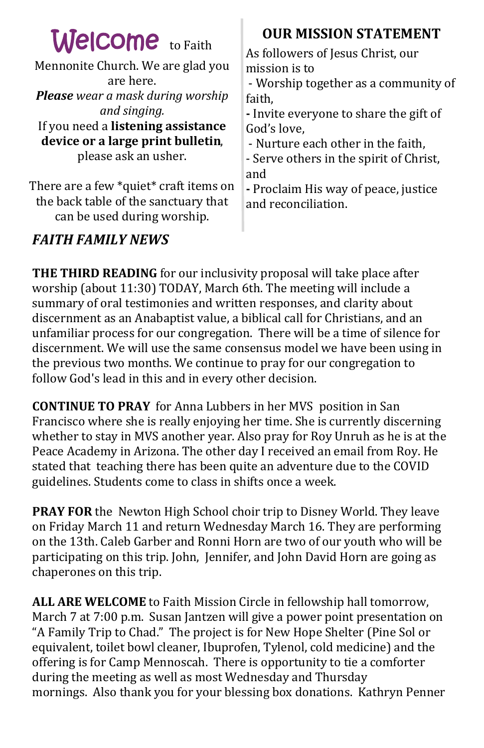**Welcome** to Faith Mennonite Church. We are glad you are here.

***Please** wear a mask during worship and singing.*

If you need a **listening assistance device or a large print bulletin**, please ask an usher.

There are a few *quiet* craft items on the back table of the sanctuary that can be used during worship.

## OUR MISSION STATEMENT

As followers of Jesus Christ, our mission is to

- Worship together as a community of faith,
- Invite everyone to share the gift of God's love,
- Nurture each other in the faith,
- Serve others in the spirit of Christ, and
- Proclaim His way of peace, justice and reconciliation.

## *FAITH FAMILY NEWS*

**THE THIRD READING** for our inclusivity proposal will take place after worship (about 11:30) TODAY, March 6th. The meeting will include a summary of oral testimonies and written responses, and clarity about discernment as an Anabaptist value, a biblical call for Christians, and an unfamiliar process for our congregation. There will be a time of silence for discernment. We will use the same consensus model we have been using in the previous two months. We continue to pray for our congregation to follow God's lead in this and in every other decision.

**CONTINUE TO PRAY** for Anna Lubbers in her MVS position in San Francisco where she is really enjoying her time. She is currently discerning whether to stay in MVS another year. Also pray for Roy Unruh as he is at the Peace Academy in Arizona. The other day I received an email from Roy. He stated that teaching there has been quite an adventure due to the COVID guidelines. Students come to class in shifts once a week.

**PRAY FOR** the Newton High School choir trip to Disney World. They leave on Friday March 11 and return Wednesday March 16. They are performing on the 13th. Caleb Garber and Ronni Horn are two of our youth who will be participating on this trip. John, Jennifer, and John David Horn are going as chaperones on this trip.

**ALL ARE WELCOME** to Faith Mission Circle in fellowship hall tomorrow, March 7 at 7:00 p.m. Susan Jantzen will give a power point presentation on "A Family Trip to Chad." The project is for New Hope Shelter (Pine Sol or equivalent, toilet bowl cleaner, Ibuprofen, Tylenol, cold medicine) and the offering is for Camp Mennoscah. There is opportunity to tie a comforter during the meeting as well as most Wednesday and Thursday mornings. Also thank you for your blessing box donations. Kathryn Penner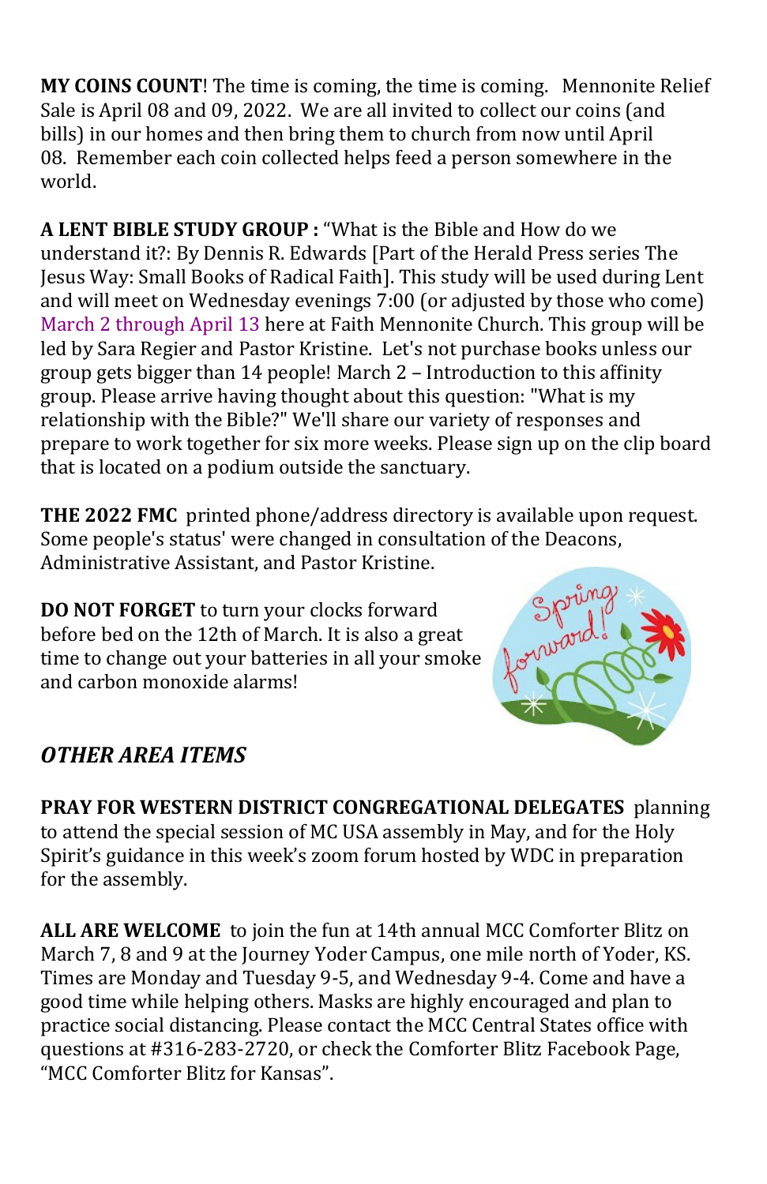**MY COINS COUNT**! The time is coming, the time is coming.  Mennonite Relief Sale is April 08 and 09, 2022.  We are all invited to collect our coins (and bills) in our homes and then bring them to church from now until April 08.  Remember each coin collected helps feed a person somewhere in the world.

**A LENT BIBLE STUDY GROUP :** "What is the Bible and How do we understand it?: By Dennis R. Edwards [Part of the Herald Press series The Jesus Way: Small Books of Radical Faith]. This study will be used during Lent and will meet on Wednesday evenings 7:00 (or adjusted by those who come) March 2 through April 13 here at Faith Mennonite Church. This group will be led by Sara Regier and Pastor Kristine.  Let's not purchase books unless our group gets bigger than 14 people! March 2 – Introduction to this affinity group. Please arrive having thought about this question: "What is my relationship with the Bible?" We'll share our variety of responses and prepare to work together for six more weeks. Please sign up on the clip board that is located on a podium outside the sanctuary.

**THE 2022 FMC** printed phone/address directory is available upon request. Some people's status' were changed in consultation of the Deacons, Administrative Assistant, and Pastor Kristine.

**DO NOT FORGET** to turn your clocks forward before bed on the 12th of March. It is also a great time to change out your batteries in all your smoke and carbon monoxide alarms!

## *OTHER AREA ITEMS*

**PRAY FOR WESTERN DISTRICT CONGREGATIONAL DELEGATES** planning to attend the special session of MC USA assembly in May, and for the Holy Spirit's guidance in this week's zoom forum hosted by WDC in preparation for the assembly.

**ALL ARE WELCOME** to join the fun at 14th annual MCC Comforter Blitz on March 7, 8 and 9 at the Journey Yoder Campus, one mile north of Yoder, KS. Times are Monday and Tuesday 9-5, and Wednesday 9-4. Come and have a good time while helping others. Masks are highly encouraged and plan to practice social distancing. Please contact the MCC Central States office with questions at #316-283-2720, or check the Comforter Blitz Facebook Page, "MCC Comforter Blitz for Kansas".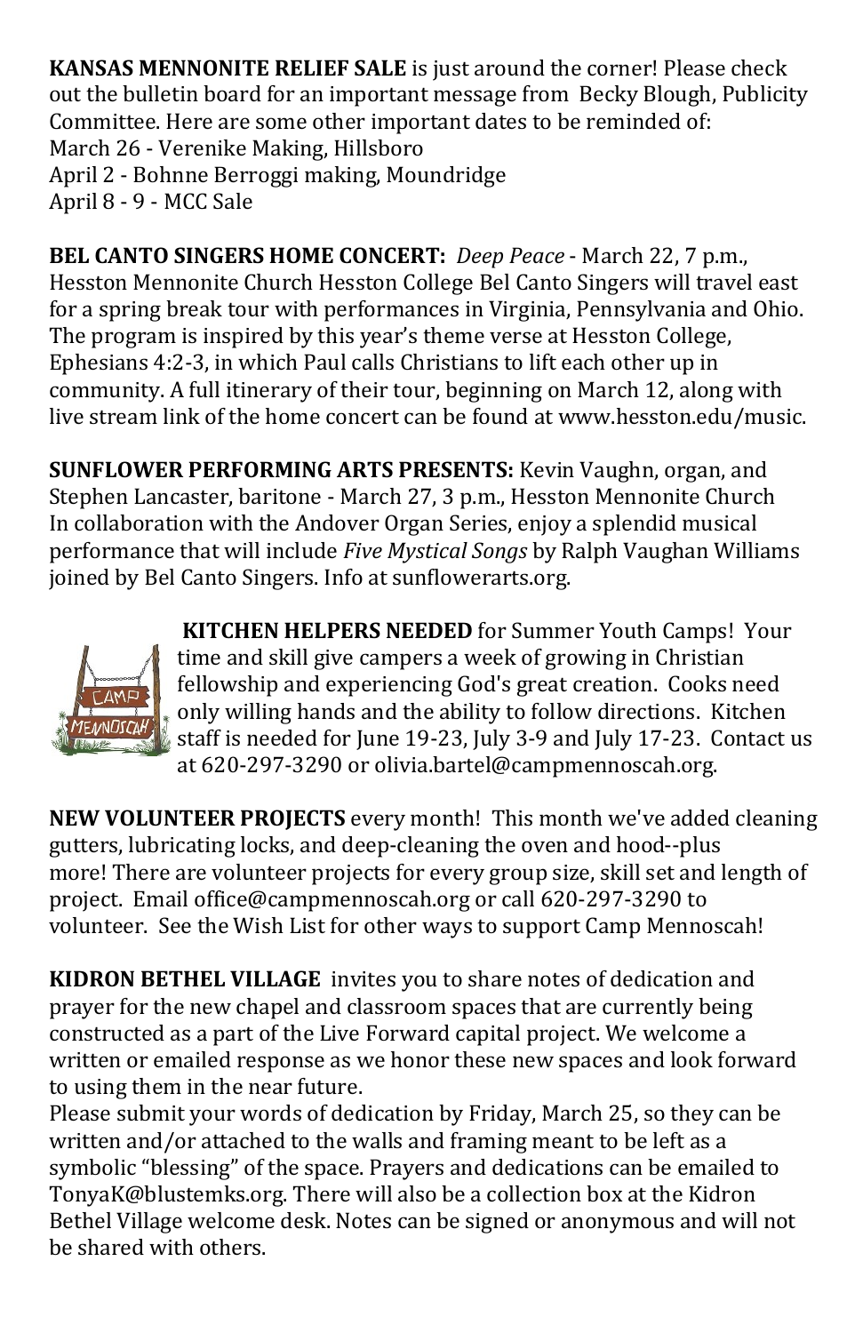**KANSAS MENNONITE RELIEF SALE** is just around the corner! Please check out the bulletin board for an important message from Becky Blough, Publicity Committee. Here are some other important dates to be reminded of:
March 26 - Verenike Making, Hillsboro
April 2 - Bohnne Berroggi making, Moundridge
April 8 - 9 - MCC Sale

**BEL CANTO SINGERS HOME CONCERT:** *Deep Peace* - March 22, 7 p.m., Hesston Mennonite Church Hesston College Bel Canto Singers will travel east for a spring break tour with performances in Virginia, Pennsylvania and Ohio. The program is inspired by this year's theme verse at Hesston College, Ephesians 4:2-3, in which Paul calls Christians to lift each other up in community. A full itinerary of their tour, beginning on March 12, along with live stream link of the home concert can be found at www.hesston.edu/music.

**SUNFLOWER PERFORMING ARTS PRESENTS:** Kevin Vaughn, organ, and Stephen Lancaster, baritone - March 27, 3 p.m., Hesston Mennonite Church In collaboration with the Andover Organ Series, enjoy a splendid musical performance that will include *Five Mystical Songs* by Ralph Vaughan Williams joined by Bel Canto Singers. Info at sunflowerarts.org.

**KITCHEN HELPERS NEEDED** for Summer Youth Camps! Your time and skill give campers a week of growing in Christian fellowship and experiencing God's great creation. Cooks need only willing hands and the ability to follow directions. Kitchen staff is needed for June 19-23, July 3-9 and July 17-23. Contact us at 620-297-3290 or olivia.bartel@campmennoscah.org.

**NEW VOLUNTEER PROJECTS** every month! This month we've added cleaning gutters, lubricating locks, and deep-cleaning the oven and hood--plus more! There are volunteer projects for every group size, skill set and length of project. Email office@campmennoscah.org or call 620-297-3290 to volunteer. See the Wish List for other ways to support Camp Mennoscah!

**KIDRON BETHEL VILLAGE** invites you to share notes of dedication and prayer for the new chapel and classroom spaces that are currently being constructed as a part of the Live Forward capital project. We welcome a written or emailed response as we honor these new spaces and look forward to using them in the near future.
Please submit your words of dedication by Friday, March 25, so they can be written and/or attached to the walls and framing meant to be left as a symbolic "blessing" of the space. Prayers and dedications can be emailed to TonyaK@blustemks.org. There will also be a collection box at the Kidron Bethel Village welcome desk. Notes can be signed or anonymous and will not be shared with others.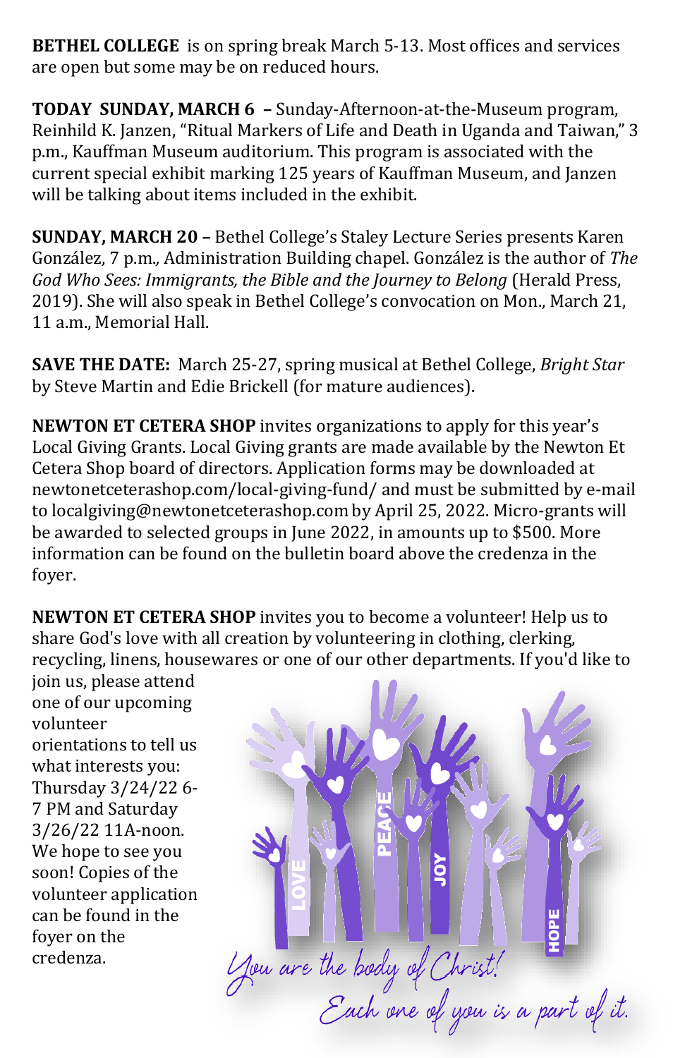**BETHEL COLLEGE** is on spring break March 5-13. Most offices and services are open but some may be on reduced hours.

**TODAY SUNDAY, MARCH 6 –** Sunday-Afternoon-at-the-Museum program, Reinhild K. Janzen, "Ritual Markers of Life and Death in Uganda and Taiwan," 3 p.m., Kauffman Museum auditorium. This program is associated with the current special exhibit marking 125 years of Kauffman Museum, and Janzen will be talking about items included in the exhibit.

**SUNDAY, MARCH 20 –** Bethel College's Staley Lecture Series presents Karen González, 7 p.m., Administration Building chapel. González is the author of *The God Who Sees: Immigrants, the Bible and the Journey to Belong* (Herald Press, 2019). She will also speak in Bethel College's convocation on Mon., March 21, 11 a.m., Memorial Hall.

**SAVE THE DATE:** March 25-27, spring musical at Bethel College, *Bright Star* by Steve Martin and Edie Brickell (for mature audiences).

**NEWTON ET CETERA SHOP** invites organizations to apply for this year's Local Giving Grants. Local Giving grants are made available by the Newton Et Cetera Shop board of directors. Application forms may be downloaded at newtonetcetera shop.com/local-giving-fund/ and must be submitted by e-mail to localgiving@newtonetcetera shop.com by April 25, 2022. Micro-grants will be awarded to selected groups in June 2022, in amounts up to $500. More information can be found on the bulletin board above the credenza in the foyer.

**NEWTON ET CETERA SHOP** invites you to become a volunteer! Help us to share God's love with all creation by volunteering in clothing, clerking, recycling, linens, housewares or one of our other departments. If you'd like to join us, please attend one of our upcoming volunteer orientations to tell us what interests you: Thursday 3/24/22 6-7 PM and Saturday 3/26/22 11A-noon. We hope to see you soon! Copies of the volunteer application can be found in the foyer on the credenza.

LOVE PEACE JOY HOPE

You are the body of Christ! Each one of you is a part of it.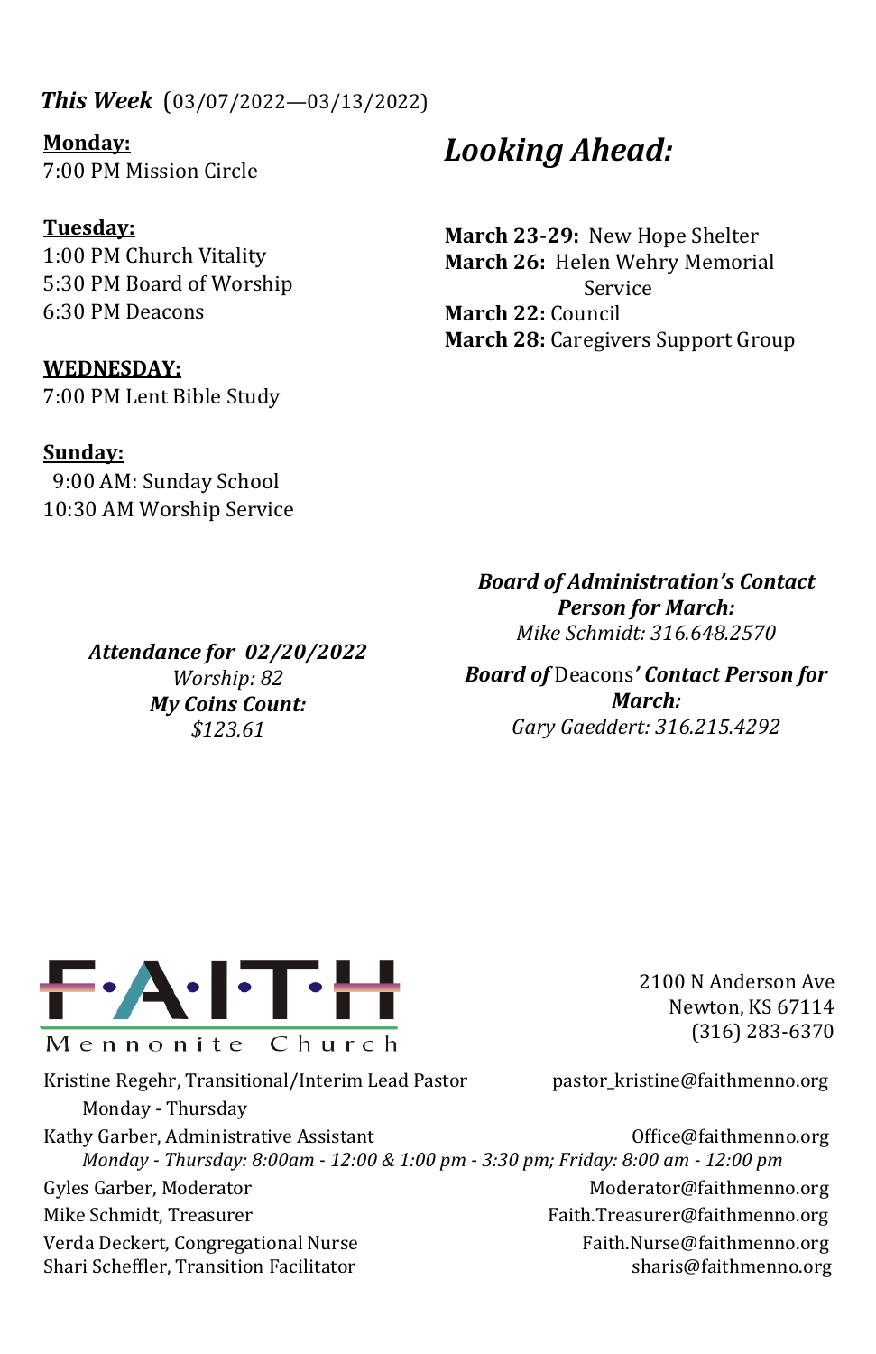***This Week*** (03/07/2022—03/13/2022)

**Monday:**
7:00 PM Mission Circle

**Tuesday:**
1:00 PM Church Vitality
5:30 PM Board of Worship
6:30 PM Deacons

**WEDNESDAY:**
7:00 PM Lent Bible Study

**Sunday:**
9:00 AM: Sunday School
10:30 AM Worship Service

## *Looking Ahead:*

**March 23-29:** New Hope Shelter
**March 26:** Helen Wehry Memorial Service
**March 22:** Council
**March 28:** Caregivers Support Group

***Attendance for 02/20/2022***
*Worship: 82*
***My Coins Count:***
*$123.61*

***Board of Administration's Contact Person for March:***
*Mike Schmidt: 316.648.2570*

***Board of*** Deacons***' Contact Person for March:***
*Gary Gaeddert: 316.215.4292*

FAITH
Mennonite Church

2100 N Anderson Ave
Newton, KS 67114
(316) 283-6370

Kristine Regehr, Transitional/Interim Lead Pastor — pastor_kristine@faithmenno.org
Monday - Thursday
Kathy Garber, Administrative Assistant — Office@faithmenno.org
*Monday - Thursday: 8:00am - 12:00 & 1:00 pm - 3:30 pm; Friday: 8:00 am - 12:00 pm*
Gyles Garber, Moderator — Moderator@faithmenno.org
Mike Schmidt, Treasurer — Faith.Treasurer@faithmenno.org
Verda Deckert, Congregational Nurse — Faith.Nurse@faithmenno.org
Shari Scheffler, Transition Facilitator — sharis@faithmenno.org